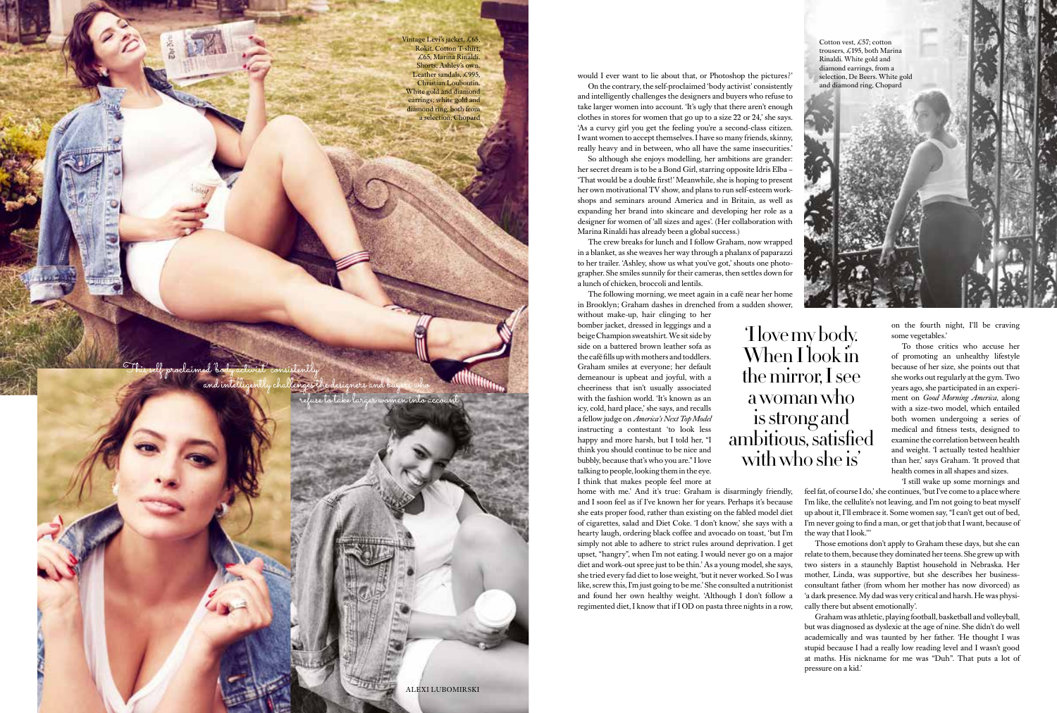Vintage Levi's jacket, £65, Rokit. Cotton T-shirt, £65, Marina Rinaldi. Shorts, Ashley's own. Leather sandals, £995, Christian Louboutin. White gold and diamond earrings; white gold and diamond ring, both from a selection, Chopard

*This self-proclaimed 'body activist' consistently and intelligently challenges the designers and buyers who refuse to take larger women into account*

ALEXI LUBOMIRSKI

would I ever want to lie about that, or Photoshop the pictures?'

On the contrary, the self-proclaimed 'body activist' consistently and intelligently challenges the designers and buyers who refuse to take larger women into account. 'It's ugly that there aren't enough clothes in stores for women that go up to a size 22 or 24,' she says. 'As a curvy girl you get the feeling you're a second-class citizen. I want women to accept themselves. I have so many friends, skinny, really heavy and in between, who all have the same insecurities.'

So although she enjoys modelling, her ambitions are grander: her secret dream is to be a Bond Girl, starring opposite Idris Elba – 'That would be a double first!' Meanwhile, she is hoping to present her own motivational TV show, and plans to run self-esteem workshops and seminars around America and in Britain, as well as expanding her brand into skincare and developing her role as a designer for women of 'all sizes and ages'. (Her collaboration with Marina Rinaldi has already been a global success.)

The crew breaks for lunch and I follow Graham, now wrapped in a blanket, as she weaves her way through a phalanx of paparazzi to her trailer. 'Ashley, show us what you've got,' shouts one photographer. She smiles sunnily for their cameras, then settles down for a lunch of chicken, broccoli and lentils.

The following morning, we meet again in a café near her home in Brooklyn; Graham dashes in drenched from a sudden shower, without make-up, hair clinging to her bomber jacket, dressed in leggings and a beige Champion sweatshirt. We sit side by side on a battered brown leather sofa as the café fills up with mothers and toddlers. Graham smiles at everyone; her default demeanour is upbeat and joyful, with a cheeriness that isn't usually associated with the fashion world. 'It's known as an icy, cold, hard place,' she says, and recalls a fellow judge on *America's Next Top Model* instructing a contestant 'to look less happy and more harsh, but I told her, "I think you should continue to be nice and bubbly, because that's who you are." I love talking to people, looking them in the eye. I think that makes people feel more at home with me.' And it's true: Graham is disarmingly friendly, and I soon feel as if I've known her for years. Perhaps it's because she eats proper food, rather than existing on the fabled model diet of cigarettes, salad and Diet Coke. 'I don't know,' she says with a hearty laugh, ordering black coffee and avocado on toast, 'but I'm simply not able to adhere to strict rules around deprivation. I get upset, "hangry", when I'm not eating. I would never go on a major diet and work-out spree just to be thin.' As a young model, she says, she tried every fad diet to lose weight, 'but it never worked. So I was like, screw this, I'm just going to be me.' She consulted a nutritionist and found her own healthy weight. 'Although I don't follow a regimented diet, I know that if I OD on pasta three nights in a row, on the fourth night, I'll be craving some vegetables.'

> 'I love my body. When I look in the mirror, I see a woman who is strong and ambitious, satisfied with who she is'

Cotton vest, £57; cotton trousers, £195, both Marina Rinaldi. White gold and diamond earrings, from a selection, De Beers. White gold and diamond ring, Chopard

To those critics who accuse her of promoting an unhealthy lifestyle because of her size, she points out that she works out regularly at the gym. Two years ago, she participated in an experiment on *Good Morning America*, along with a size-two model, which entailed both women undergoing a series of medical and fitness tests, designed to examine the correlation between health and weight. 'I actually tested healthier than her,' says Graham. 'It proved that health comes in all shapes and sizes.

'I still wake up some mornings and feel fat, of course I do,' she continues, 'but I've come to a place where I'm like, the cellulite's not leaving, and I'm not going to beat myself up about it, I'll embrace it. Some women say, "I can't get out of bed, I'm never going to find a man, or get that job that I want, because of the way that I look."'

Those emotions don't apply to Graham these days, but she can relate to them, because they dominated her teens. She grew up with two sisters in a staunchly Baptist household in Nebraska. Her mother, Linda, was supportive, but she describes her business-consultant father (from whom her mother has now divorced) as 'a dark presence. My dad was very critical and harsh. He was physically there but absent emotionally'.

Graham was athletic, playing football, basketball and volleyball, but was diagnosed as dyslexic at the age of nine. She didn't do well academically and was taunted by her father. 'He thought I was stupid because I had a really low reading level and I wasn't good at maths. His nickname for me was "Duh". That puts a lot of pressure on a kid.'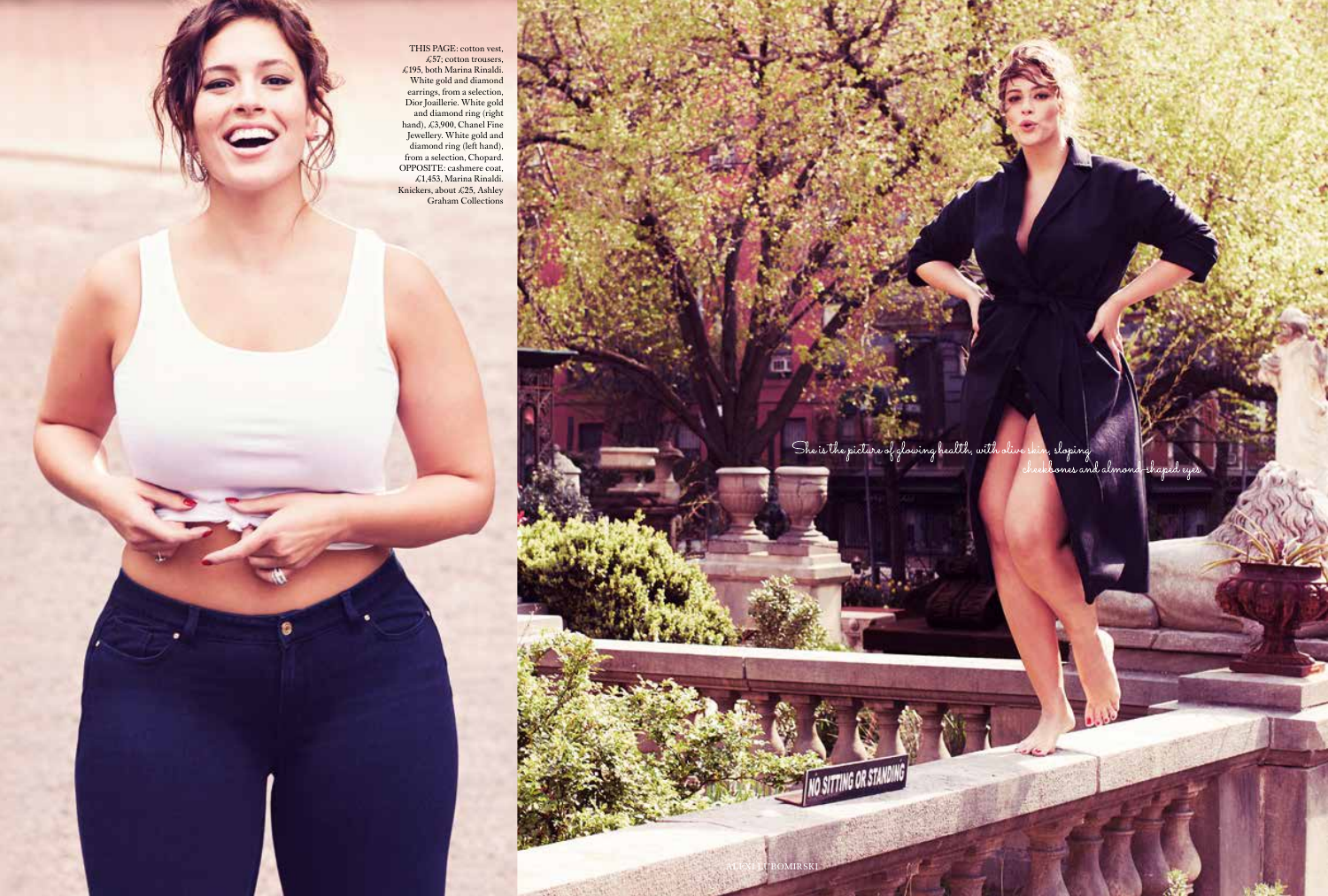THIS PAGE: cotton vest, £57; cotton trousers, £195, both Marina Rinaldi. White gold and diamond earrings, from a selection, Dior Joaillerie. White gold and diamond ring (right hand), £3,900, Chanel Fine Jewellery. White gold and diamond ring (left hand), from a selection, Chopard. OPPOSITE: cashmere coat, £1,453, Marina Rinaldi. Knickers, about £25, Ashley Graham Collections

*She is the picture of glowing health, with olive skin, sloping cheekbones and almond-shaped eyes*

ALEXI LUBOMIRSKI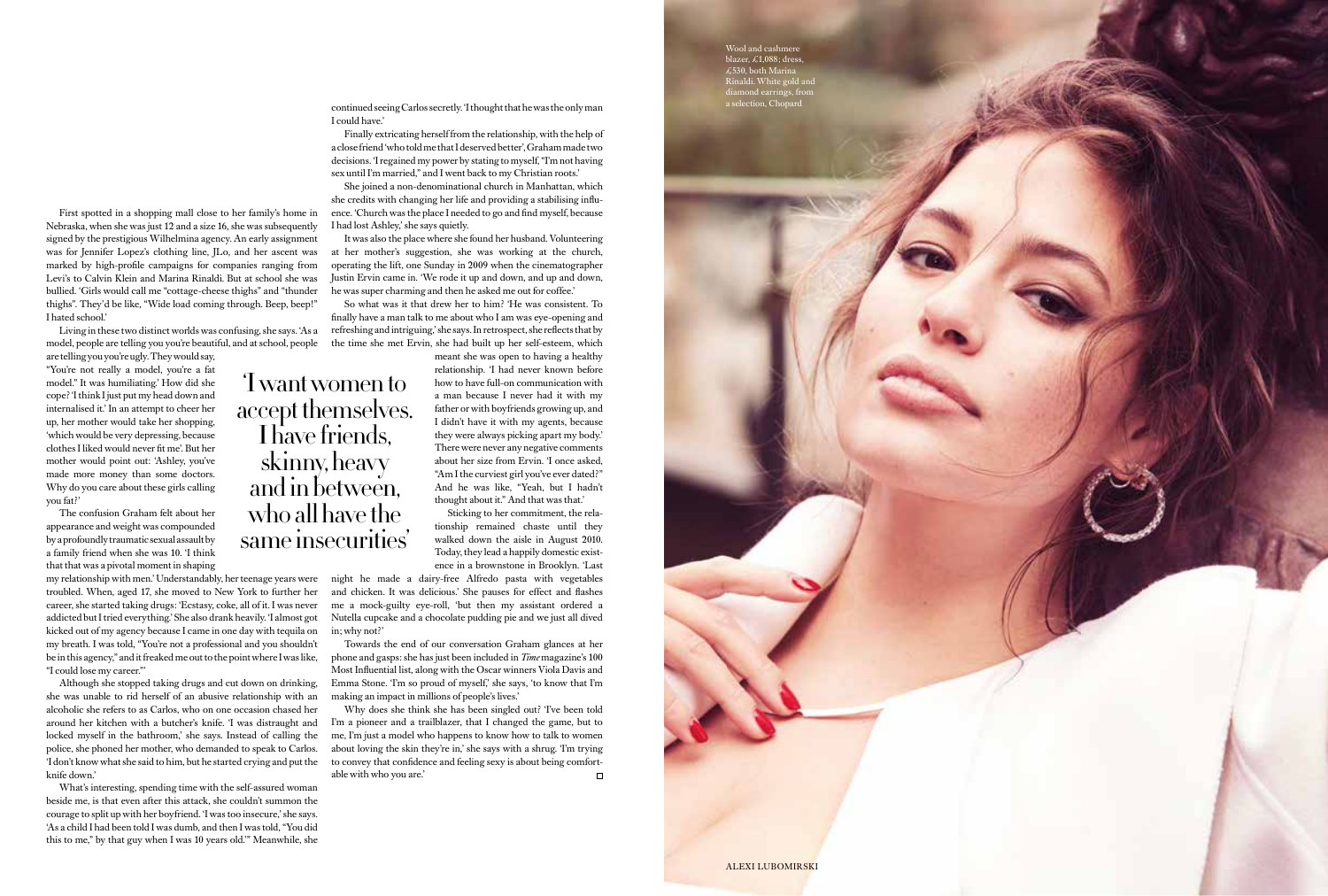First spotted in a shopping mall close to her family's home in Nebraska, when she was just 12 and a size 16, she was subsequently signed by the prestigious Wilhelmina agency. An early assignment was for Jennifer Lopez's clothing line, JLo, and her ascent was marked by high-profile campaigns for companies ranging from Levi's to Calvin Klein and Marina Rinaldi. But at school she was bullied. 'Girls would call me "cottage-cheese thighs" and "thunder thighs". They'd be like, "Wide load coming through. Beep, beep!" I hated school.'

Living in these two distinct worlds was confusing, she says. 'As a model, people are telling you you're beautiful, and at school, people are telling you you're ugly. They would say, "You're not really a model, you're a fat model." It was humiliating.' How did she cope? 'I think I just put my head down and internalised it.' In an attempt to cheer her up, her mother would take her shopping, 'which would be very depressing, because clothes I liked would never fit me'. But her mother would point out: 'Ashley, you've made more money than some doctors. Why do you care about these girls calling you fat?'

The confusion Graham felt about her appearance and weight was compounded by a profoundly traumatic sexual assault by a family friend when she was 10. 'I think that that was a pivotal moment in shaping my relationship with men.' Understandably, her teenage years were troubled. When, aged 17, she moved to New York to further her career, she started taking drugs: 'Ecstasy, coke, all of it. I was never addicted but I tried everything.' She also drank heavily. 'I almost got kicked out of my agency because I came in one day with tequila on my breath. I was told, "You're not a professional and you shouldn't be in this agency," and it freaked me out to the point where I was like, "I could lose my career."'

Although she stopped taking drugs and cut down on drinking, she was unable to rid herself of an abusive relationship with an alcoholic she refers to as Carlos, who on one occasion chased her around her kitchen with a butcher's knife. 'I was distraught and locked myself in the bathroom,' she says. Instead of calling the police, she phoned her mother, who demanded to speak to Carlos. 'I don't know what she said to him, but he started crying and put the knife down.'

What's interesting, spending time with the self-assured woman beside me, is that even after this attack, she couldn't summon the courage to split up with her boyfriend. 'I was too insecure,' she says. 'As a child I had been told I was dumb, and then I was told, "You did this to me," by that guy when I was 10 years old."' Meanwhile, she continued seeing Carlos secretly. 'I thought that he was the only man I could have.'

> 'I want women to accept themselves. I have friends, skinny, heavy and in between, who all have the same insecurities'

Finally extricating herself from the relationship, with the help of a close friend 'who told me that I deserved better', Graham made two decisions. 'I regained my power by stating to myself, "I'm not having sex until I'm married," and I went back to my Christian roots.'

She joined a non-denominational church in Manhattan, which she credits with changing her life and providing a stabilising influence. 'Church was the place I needed to go and find myself, because I had lost Ashley,' she says quietly.

It was also the place where she found her husband. Volunteering at her mother's suggestion, she was working at the church, operating the lift, one Sunday in 2009 when the cinematographer Justin Ervin came in. 'We rode it up and down, and up and down, he was super charming and then he asked me out for coffee.'

So what was it that drew her to him? 'He was consistent. To finally have a man talk to me about who I am was eye-opening and refreshing and intriguing,' she says. In retrospect, she reflects that by the time she met Ervin, she had built up her self-esteem, which meant she was open to having a healthy relationship. 'I had never known before how to have full-on communication with a man because I never had it with my father or with boyfriends growing up, and I didn't have it with my agents, because they were always picking apart my body.' There were never any negative comments about her size from Ervin. 'I once asked, "Am I the curviest girl you've ever dated?" And he was like, "Yeah, but I hadn't thought about it." And that was that.'

Sticking to her commitment, the relationship remained chaste until they walked down the aisle in August 2010. Today, they lead a happily domestic existence in a brownstone in Brooklyn. 'Last night he made a dairy-free Alfredo pasta with vegetables and chicken. It was delicious.' She pauses for effect and flashes me a mock-guilty eye-roll, 'but then my assistant ordered a Nutella cupcake and a chocolate pudding pie and we just all dived in; why not?'

Towards the end of our conversation Graham glances at her phone and gasps: she has just been included in *Time* magazine's 100 Most Influential list, along with the Oscar winners Viola Davis and Emma Stone. 'I'm so proud of myself,' she says, 'to know that I'm making an impact in millions of people's lives.'

Why does she think she has been singled out? 'I've been told I'm a pioneer and a trailblazer, that I changed the game, but to me, I'm just a model who happens to know how to talk to women about loving the skin they're in,' she says with a shrug. 'I'm trying to convey that confidence and feeling sexy is about being comfortable with who you are.' □

Wool and cashmere blazer, £1,088; dress, £530, both Marina Rinaldi. White gold and diamond earrings, from a selection, Chopard

ALEXI LUBOMIRSKI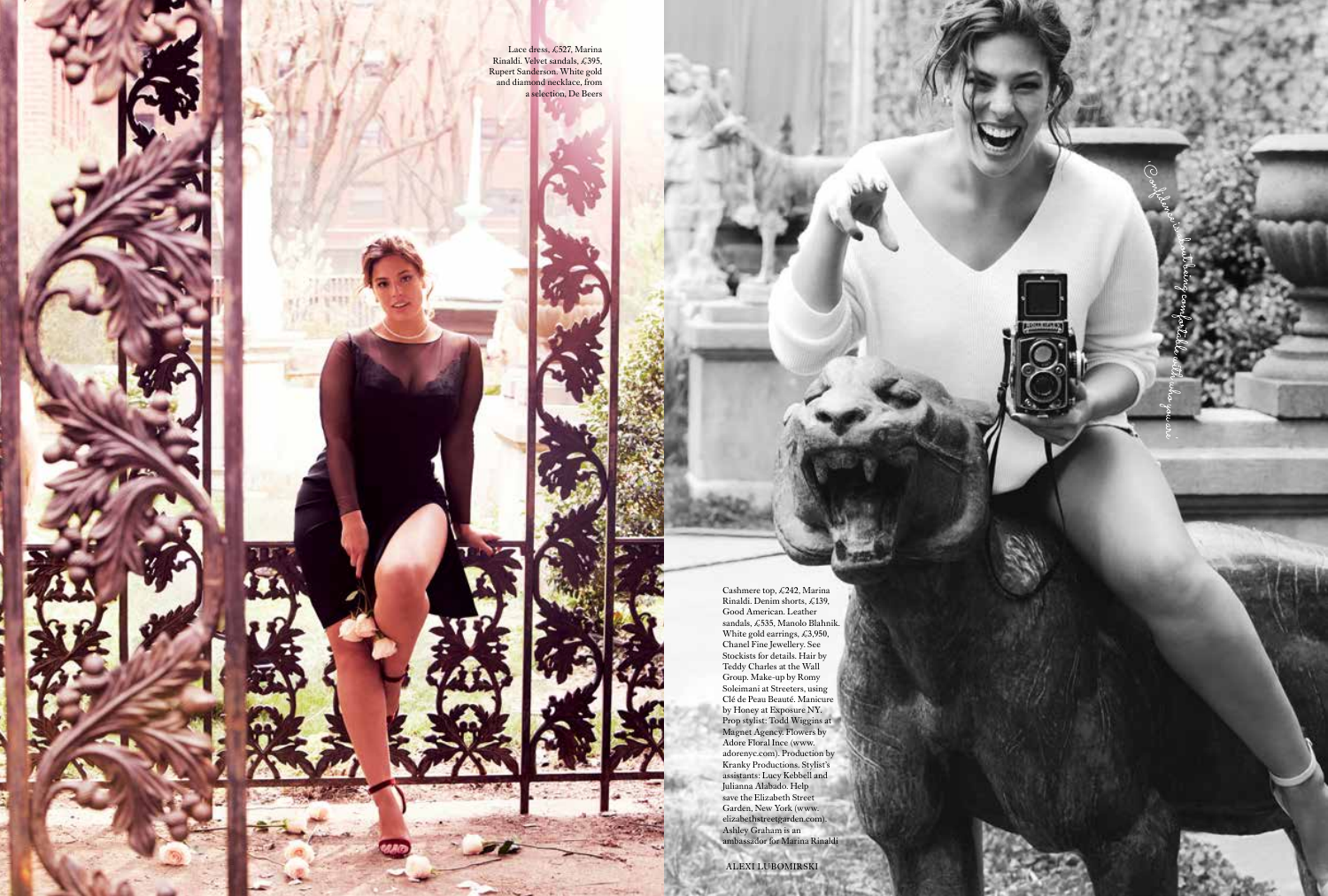Lace dress, £527, Marina Rinaldi. Velvet sandals, £395, Rupert Sanderson. White gold and diamond necklace, from a selection, De Beers

'Confidence is about being comfortable with who you are'

Cashmere top, £242, Marina Rinaldi. Denim shorts, £139, Good American. Leather sandals, £535, Manolo Blahnik. White gold earrings, £3,950, Chanel Fine Jewellery. See Stockists for details. Hair by Teddy Charles at the Wall Group. Make-up by Romy Soleimani at Streeters, using Clé de Peau Beauté. Manicure by Honey at Exposure NY. Prop stylist: Todd Wiggins at Magnet Agency. Flowers by Adore Floral Ince (www.adorenyc.com). Production by Kranky Productions. Stylist's assistants: Lucy Kebbell and Julianna Alabado. Help save the Elizabeth Street Garden, New York (www.elizabethstreetgarden.com). Ashley Graham is an ambassador for Marina Rinaldi

ALEXI LUBOMIRSKI